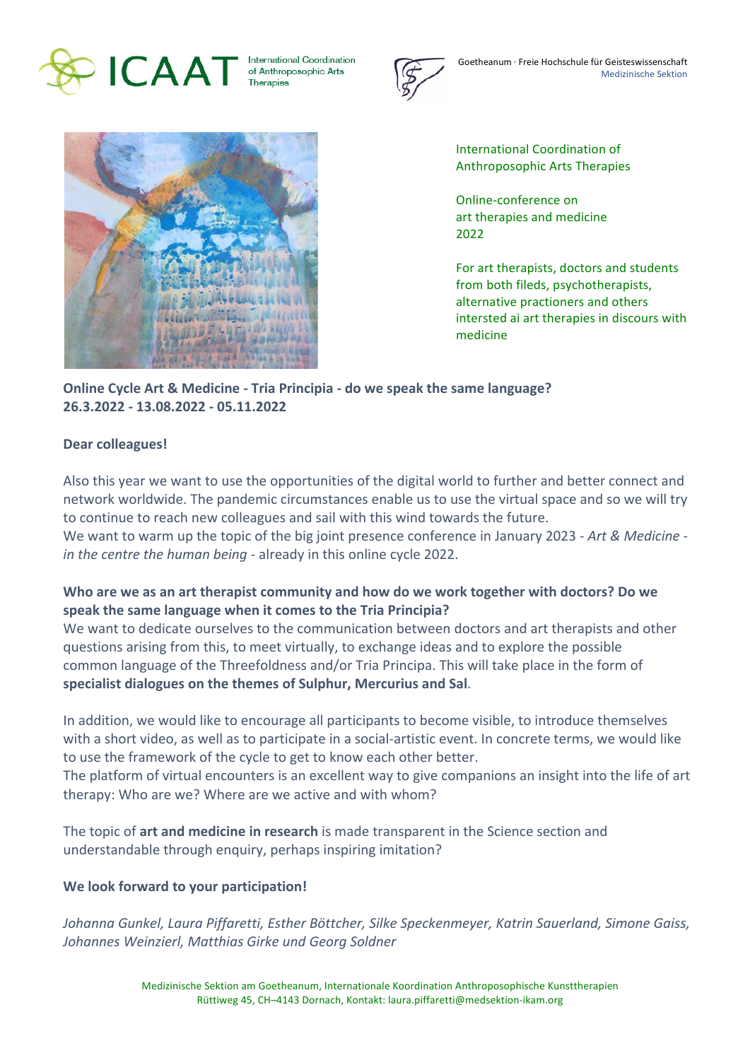ICAAT International Coordination of Anthroposophic Arts Therapies

Goetheanum · Freie Hochschule für Geisteswissenschaft
Medizinische Sektion

International Coordination of Anthroposophic Arts Therapies

Online-conference on art therapies and medicine 2022

For art therapists, doctors and students from both fileds, psychotherapists, alternative practioners and others intersted ai art therapies in discours with medicine

**Online Cycle Art & Medicine - Tria Principia - do we speak the same language?**
**26.3.2022 - 13.08.2022 - 05.11.2022**

**Dear colleagues!**

Also this year we want to use the opportunities of the digital world to further and better connect and network worldwide. The pandemic circumstances enable us to use the virtual space and so we will try to continue to reach new colleagues and sail with this wind towards the future.
We want to warm up the topic of the big joint presence conference in January 2023 - *Art & Medicine - in the centre the human being* - already in this online cycle 2022.

**Who are we as an art therapist community and how do we work together with doctors? Do we speak the same language when it comes to the Tria Principia?**
We want to dedicate ourselves to the communication between doctors and art therapists and other questions arising from this, to meet virtually, to exchange ideas and to explore the possible common language of the Threefoldness and/or Tria Principa. This will take place in the form of **specialist dialogues on the themes of Sulphur, Mercurius and Sal**.

In addition, we would like to encourage all participants to become visible, to introduce themselves with a short video, as well as to participate in a social-artistic event. In concrete terms, we would like to use the framework of the cycle to get to know each other better.
The platform of virtual encounters is an excellent way to give companions an insight into the life of art therapy: Who are we? Where are we active and with whom?

The topic of **art and medicine in research** is made transparent in the Science section and understandable through enquiry, perhaps inspiring imitation?

**We look forward to your participation!**

*Johanna Gunkel, Laura Piffaretti, Esther Böttcher, Silke Speckenmeyer, Katrin Sauerland, Simone Gaiss, Johannes Weinzierl, Matthias Girke und Georg Soldner*

Medizinische Sektion am Goetheanum, Internationale Koordination Anthroposophische Kunsttherapien
Rüttiweg 45, CH–4143 Dornach, Kontakt: laura.piffaretti@medsektion-ikam.org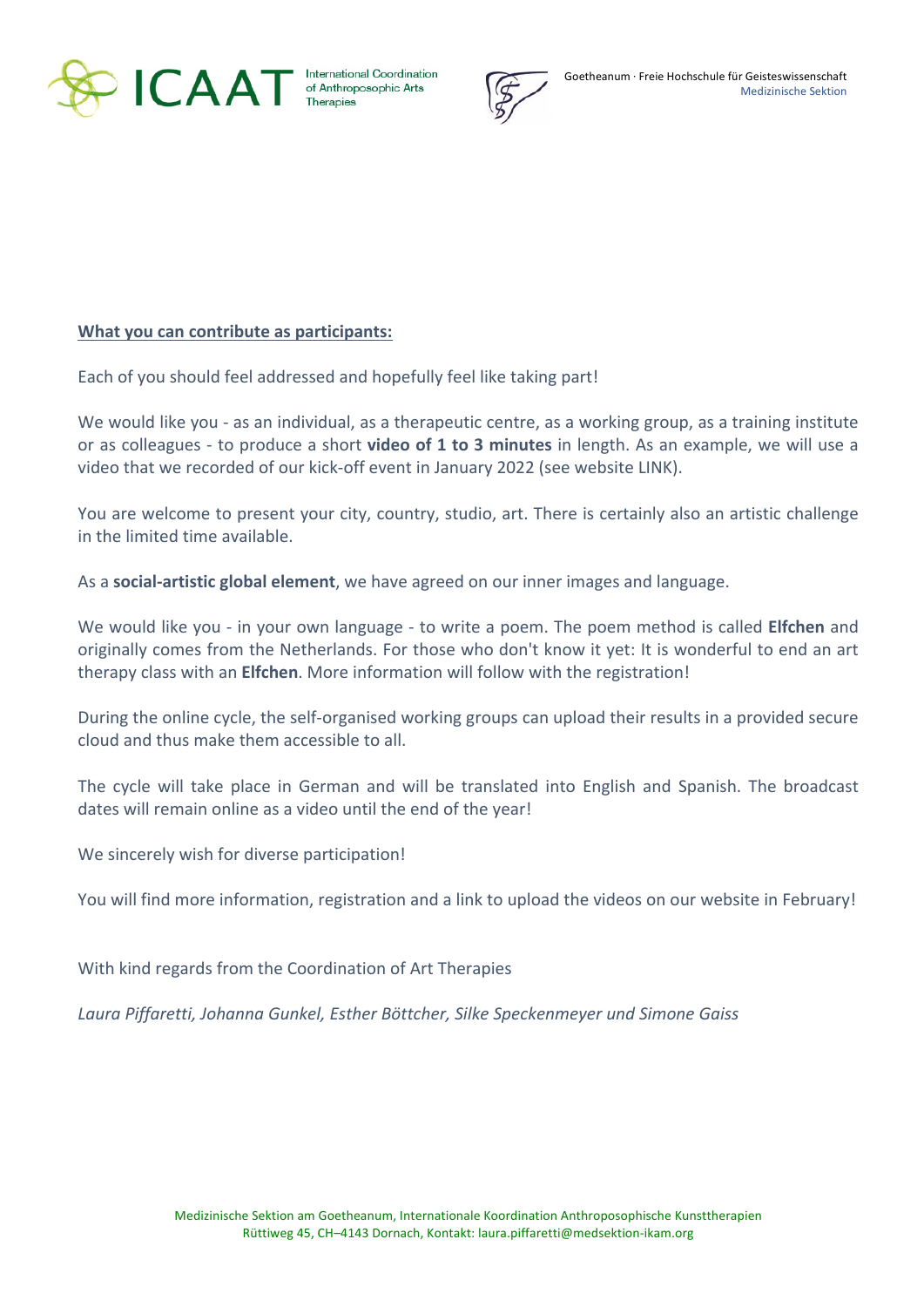**<u>What you can contribute as participants:</u>**

Each of you should feel addressed and hopefully feel like taking part!

We would like you - as an individual, as a therapeutic centre, as a working group, as a training institute or as colleagues - to produce a short **video of 1 to 3 minutes** in length. As an example, we will use a video that we recorded of our kick-off event in January 2022 (see website LINK).

You are welcome to present your city, country, studio, art. There is certainly also an artistic challenge in the limited time available.

As a **social-artistic global element**, we have agreed on our inner images and language.

We would like you - in your own language - to write a poem. The poem method is called **Elfchen** and originally comes from the Netherlands. For those who don't know it yet: It is wonderful to end an art therapy class with an **Elfchen**. More information will follow with the registration!

During the online cycle, the self-organised working groups can upload their results in a provided secure cloud and thus make them accessible to all.

The cycle will take place in German and will be translated into English and Spanish. The broadcast dates will remain online as a video until the end of the year!

We sincerely wish for diverse participation!

You will find more information, registration and a link to upload the videos on our website in February!

With kind regards from the Coordination of Art Therapies

*Laura Piffaretti, Johanna Gunkel, Esther Böttcher, Silke Speckenmeyer und Simone Gaiss*